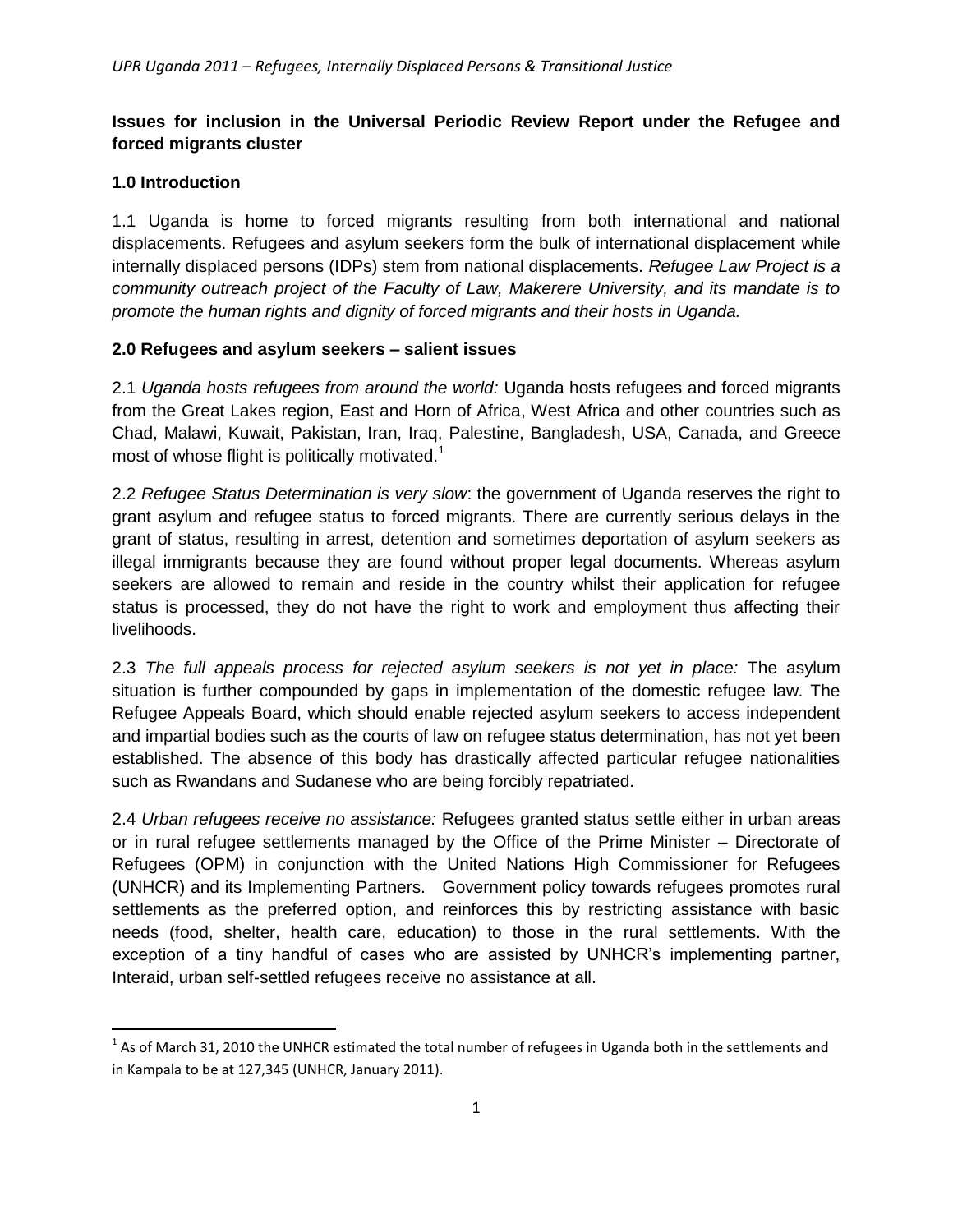**Issues for inclusion in the Universal Periodic Review Report under the Refugee and forced migrants cluster**

## 1.0 Introduction

1.1 Uganda is home to forced migrants resulting from both international and national displacements. Refugees and asylum seekers form the bulk of international displacement while internally displaced persons (IDPs) stem from national displacements. *Refugee Law Project is a community outreach project of the Faculty of Law, Makerere University, and its mandate is to promote the human rights and dignity of forced migrants and their hosts in Uganda.*

## 2.0 Refugees and asylum seekers – salient issues

2.1 *Uganda hosts refugees from around the world:* Uganda hosts refugees and forced migrants from the Great Lakes region, East and Horn of Africa, West Africa and other countries such as Chad, Malawi, Kuwait, Pakistan, Iran, Iraq, Palestine, Bangladesh, USA, Canada, and Greece most of whose flight is politically motivated.[1]

2.2 *Refugee Status Determination is very slow*: the government of Uganda reserves the right to grant asylum and refugee status to forced migrants. There are currently serious delays in the grant of status, resulting in arrest, detention and sometimes deportation of asylum seekers as illegal immigrants because they are found without proper legal documents. Whereas asylum seekers are allowed to remain and reside in the country whilst their application for refugee status is processed, they do not have the right to work and employment thus affecting their livelihoods.

2.3 *The full appeals process for rejected asylum seekers is not yet in place:* The asylum situation is further compounded by gaps in implementation of the domestic refugee law. The Refugee Appeals Board, which should enable rejected asylum seekers to access independent and impartial bodies such as the courts of law on refugee status determination, has not yet been established. The absence of this body has drastically affected particular refugee nationalities such as Rwandans and Sudanese who are being forcibly repatriated.

2.4 *Urban refugees receive no assistance:* Refugees granted status settle either in urban areas or in rural refugee settlements managed by the Office of the Prime Minister – Directorate of Refugees (OPM) in conjunction with the United Nations High Commissioner for Refugees (UNHCR) and its Implementing Partners. Government policy towards refugees promotes rural settlements as the preferred option, and reinforces this by restricting assistance with basic needs (food, shelter, health care, education) to those in the rural settlements. With the exception of a tiny handful of cases who are assisted by UNHCR's implementing partner, Interaid, urban self-settled refugees receive no assistance at all.

---

[1] As of March 31, 2010 the UNHCR estimated the total number of refugees in Uganda both in the settlements and in Kampala to be at 127,345 (UNHCR, January 2011).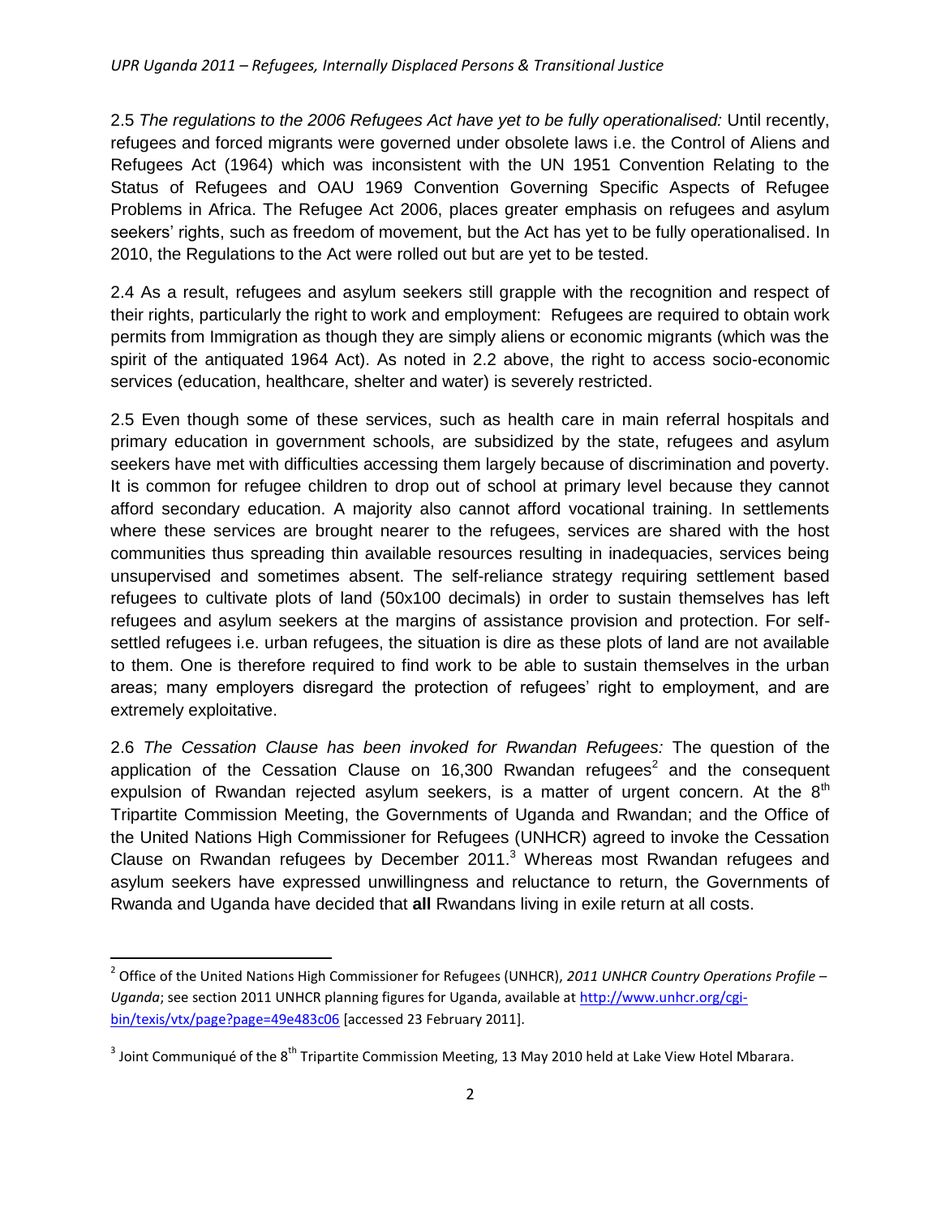2.5 *The regulations to the 2006 Refugees Act have yet to be fully operationalised:* Until recently, refugees and forced migrants were governed under obsolete laws i.e. the Control of Aliens and Refugees Act (1964) which was inconsistent with the UN 1951 Convention Relating to the Status of Refugees and OAU 1969 Convention Governing Specific Aspects of Refugee Problems in Africa. The Refugee Act 2006, places greater emphasis on refugees and asylum seekers' rights, such as freedom of movement, but the Act has yet to be fully operationalised. In 2010, the Regulations to the Act were rolled out but are yet to be tested.

2.4 As a result, refugees and asylum seekers still grapple with the recognition and respect of their rights, particularly the right to work and employment: Refugees are required to obtain work permits from Immigration as though they are simply aliens or economic migrants (which was the spirit of the antiquated 1964 Act). As noted in 2.2 above, the right to access socio-economic services (education, healthcare, shelter and water) is severely restricted.

2.5 Even though some of these services, such as health care in main referral hospitals and primary education in government schools, are subsidized by the state, refugees and asylum seekers have met with difficulties accessing them largely because of discrimination and poverty. It is common for refugee children to drop out of school at primary level because they cannot afford secondary education. A majority also cannot afford vocational training. In settlements where these services are brought nearer to the refugees, services are shared with the host communities thus spreading thin available resources resulting in inadequacies, services being unsupervised and sometimes absent. The self-reliance strategy requiring settlement based refugees to cultivate plots of land (50x100 decimals) in order to sustain themselves has left refugees and asylum seekers at the margins of assistance provision and protection. For self-settled refugees i.e. urban refugees, the situation is dire as these plots of land are not available to them. One is therefore required to find work to be able to sustain themselves in the urban areas; many employers disregard the protection of refugees' right to employment, and are extremely exploitative.

2.6 *The Cessation Clause has been invoked for Rwandan Refugees:* The question of the application of the Cessation Clause on 16,300 Rwandan refugees[2] and the consequent expulsion of Rwandan rejected asylum seekers, is a matter of urgent concern. At the 8th Tripartite Commission Meeting, the Governments of Uganda and Rwandan; and the Office of the United Nations High Commissioner for Refugees (UNHCR) agreed to invoke the Cessation Clause on Rwandan refugees by December 2011.[3] Whereas most Rwandan refugees and asylum seekers have expressed unwillingness and reluctance to return, the Governments of Rwanda and Uganda have decided that **all** Rwandans living in exile return at all costs.

---

[2] Office of the United Nations High Commissioner for Refugees (UNHCR), *2011 UNHCR Country Operations Profile – Uganda*; see section 2011 UNHCR planning figures for Uganda, available at http://www.unhcr.org/cgi-bin/texis/vtx/page?page=49e483c06 [accessed 23 February 2011].

[3] Joint Communiqué of the 8th Tripartite Commission Meeting, 13 May 2010 held at Lake View Hotel Mbarara.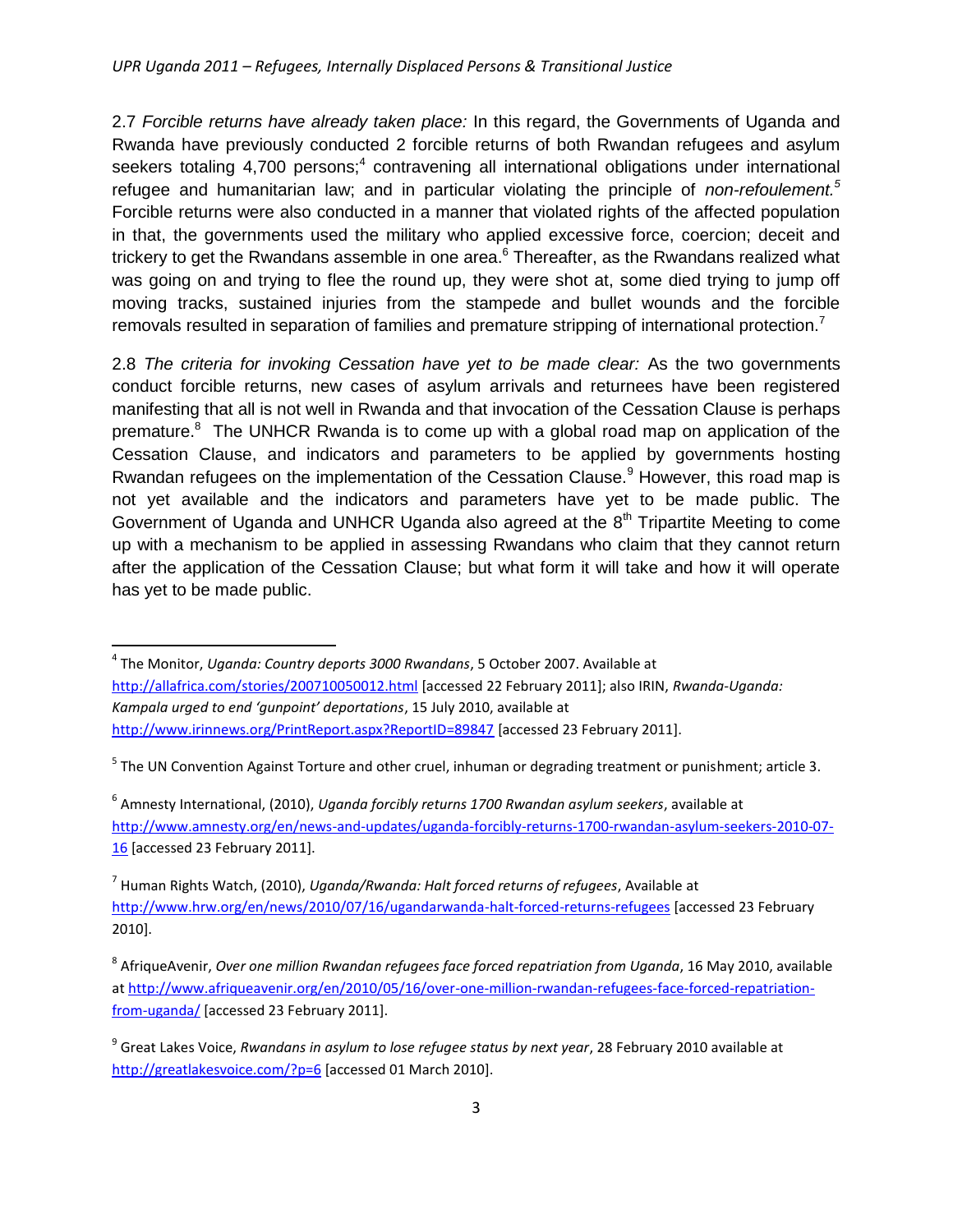2.7 *Forcible returns have already taken place:* In this regard, the Governments of Uganda and Rwanda have previously conducted 2 forcible returns of both Rwandan refugees and asylum seekers totaling 4,700 persons;[4] contravening all international obligations under international refugee and humanitarian law; and in particular violating the principle of *non-refoulement.*[5] Forcible returns were also conducted in a manner that violated rights of the affected population in that, the governments used the military who applied excessive force, coercion; deceit and trickery to get the Rwandans assemble in one area.[6] Thereafter, as the Rwandans realized what was going on and trying to flee the round up, they were shot at, some died trying to jump off moving tracks, sustained injuries from the stampede and bullet wounds and the forcible removals resulted in separation of families and premature stripping of international protection.[7]

2.8 *The criteria for invoking Cessation have yet to be made clear:* As the two governments conduct forcible returns, new cases of asylum arrivals and returnees have been registered manifesting that all is not well in Rwanda and that invocation of the Cessation Clause is perhaps premature.[8] The UNHCR Rwanda is to come up with a global road map on application of the Cessation Clause, and indicators and parameters to be applied by governments hosting Rwandan refugees on the implementation of the Cessation Clause.[9] However, this road map is not yet available and the indicators and parameters have yet to be made public. The Government of Uganda and UNHCR Uganda also agreed at the 8th Tripartite Meeting to come up with a mechanism to be applied in assessing Rwandans who claim that they cannot return after the application of the Cessation Clause; but what form it will take and how it will operate has yet to be made public.

---

[4] The Monitor, *Uganda: Country deports 3000 Rwandans*, 5 October 2007. Available at http://allafrica.com/stories/200710050012.html [accessed 22 February 2011]; also IRIN, *Rwanda-Uganda: Kampala urged to end 'gunpoint' deportations*, 15 July 2010, available at http://www.irinnews.org/PrintReport.aspx?ReportID=89847 [accessed 23 February 2011].

[5] The UN Convention Against Torture and other cruel, inhuman or degrading treatment or punishment; article 3.

[6] Amnesty International, (2010), *Uganda forcibly returns 1700 Rwandan asylum seekers*, available at http://www.amnesty.org/en/news-and-updates/uganda-forcibly-returns-1700-rwandan-asylum-seekers-2010-07-16 [accessed 23 February 2011].

[7] Human Rights Watch, (2010), *Uganda/Rwanda: Halt forced returns of refugees*, Available at http://www.hrw.org/en/news/2010/07/16/ugandarwanda-halt-forced-returns-refugees [accessed 23 February 2010].

[8] AfriqueAvenir, *Over one million Rwandan refugees face forced repatriation from Uganda*, 16 May 2010, available at http://www.afriqueavenir.org/en/2010/05/16/over-one-million-rwandan-refugees-face-forced-repatriation-from-uganda/ [accessed 23 February 2011].

[9] Great Lakes Voice, *Rwandans in asylum to lose refugee status by next year*, 28 February 2010 available at http://greatlakesvoice.com/?p=6 [accessed 01 March 2010].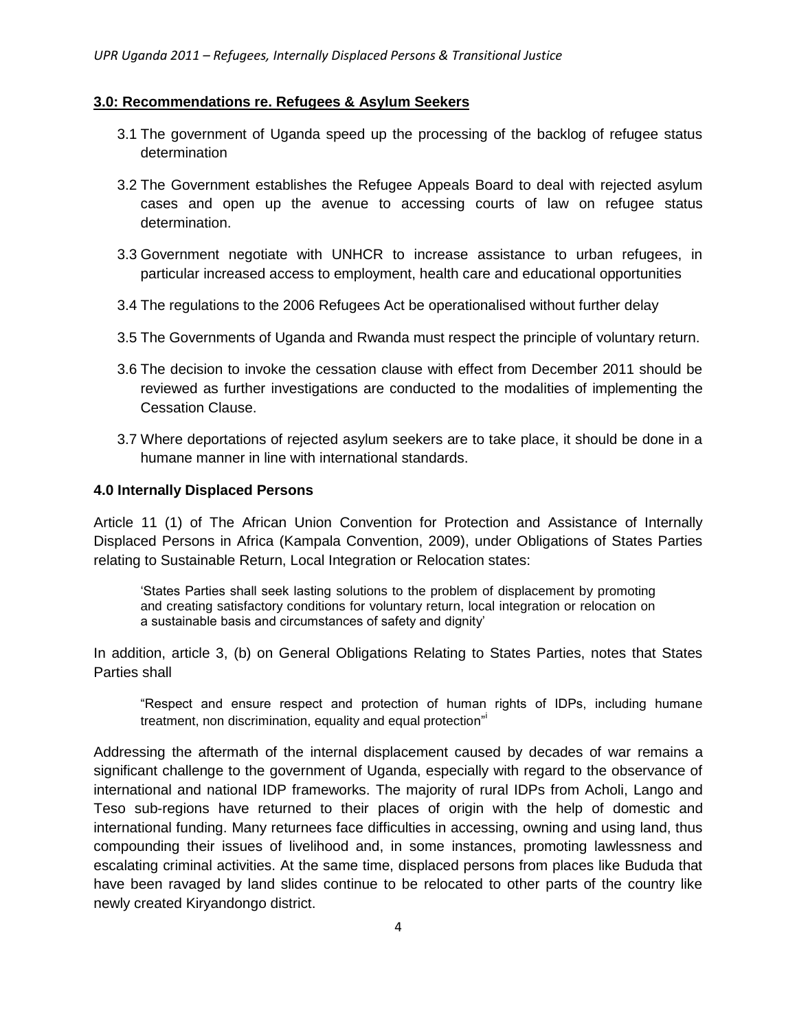### **3.0: Recommendations re. Refugees & Asylum Seekers**

3.1 The government of Uganda speed up the processing of the backlog of refugee status determination

3.2 The Government establishes the Refugee Appeals Board to deal with rejected asylum cases and open up the avenue to accessing courts of law on refugee status determination.

3.3 Government negotiate with UNHCR to increase assistance to urban refugees, in particular increased access to employment, health care and educational opportunities

3.4 The regulations to the 2006 Refugees Act be operationalised without further delay

3.5 The Governments of Uganda and Rwanda must respect the principle of voluntary return.

3.6 The decision to invoke the cessation clause with effect from December 2011 should be reviewed as further investigations are conducted to the modalities of implementing the Cessation Clause.

3.7 Where deportations of rejected asylum seekers are to take place, it should be done in a humane manner in line with international standards.

### **4.0 Internally Displaced Persons**

Article 11 (1) of The African Union Convention for Protection and Assistance of Internally Displaced Persons in Africa (Kampala Convention, 2009), under Obligations of States Parties relating to Sustainable Return, Local Integration or Relocation states:

> 'States Parties shall seek lasting solutions to the problem of displacement by promoting and creating satisfactory conditions for voluntary return, local integration or relocation on a sustainable basis and circumstances of safety and dignity'

In addition, article 3, (b) on General Obligations Relating to States Parties, notes that States Parties shall

> "Respect and ensure respect and protection of human rights of IDPs, including humane treatment, non discrimination, equality and equal protection"[i]

Addressing the aftermath of the internal displacement caused by decades of war remains a significant challenge to the government of Uganda, especially with regard to the observance of international and national IDP frameworks. The majority of rural IDPs from Acholi, Lango and Teso sub-regions have returned to their places of origin with the help of domestic and international funding. Many returnees face difficulties in accessing, owning and using land, thus compounding their issues of livelihood and, in some instances, promoting lawlessness and escalating criminal activities. At the same time, displaced persons from places like Bududa that have been ravaged by land slides continue to be relocated to other parts of the country like newly created Kiryandongo district.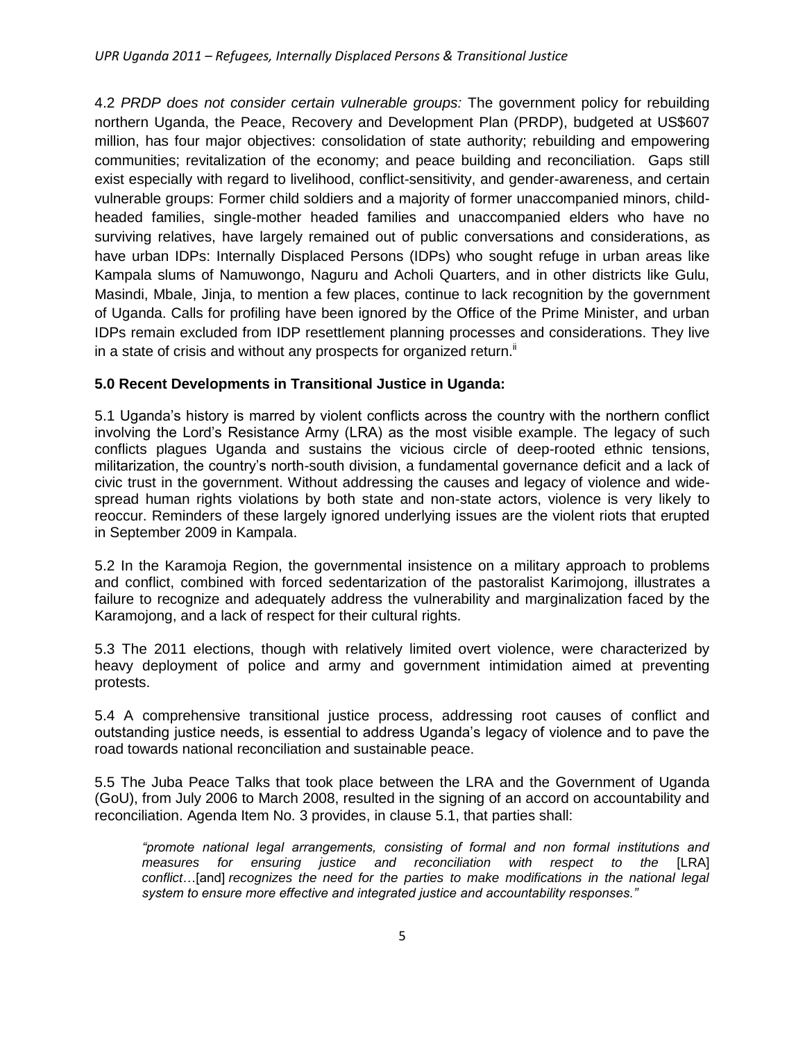4.2 *PRDP does not consider certain vulnerable groups:* The government policy for rebuilding northern Uganda, the Peace, Recovery and Development Plan (PRDP), budgeted at US$607 million, has four major objectives: consolidation of state authority; rebuilding and empowering communities; revitalization of the economy; and peace building and reconciliation. Gaps still exist especially with regard to livelihood, conflict-sensitivity, and gender-awareness, and certain vulnerable groups: Former child soldiers and a majority of former unaccompanied minors, child-headed families, single-mother headed families and unaccompanied elders who have no surviving relatives, have largely remained out of public conversations and considerations, as have urban IDPs: Internally Displaced Persons (IDPs) who sought refuge in urban areas like Kampala slums of Namuwongo, Naguru and Acholi Quarters, and in other districts like Gulu, Masindi, Mbale, Jinja, to mention a few places, continue to lack recognition by the government of Uganda. Calls for profiling have been ignored by the Office of the Prime Minister, and urban IDPs remain excluded from IDP resettlement planning processes and considerations. They live in a state of crisis and without any prospects for organized return.[ii]

## 5.0 Recent Developments in Transitional Justice in Uganda:

5.1 Uganda's history is marred by violent conflicts across the country with the northern conflict involving the Lord's Resistance Army (LRA) as the most visible example. The legacy of such conflicts plagues Uganda and sustains the vicious circle of deep-rooted ethnic tensions, militarization, the country's north-south division, a fundamental governance deficit and a lack of civic trust in the government. Without addressing the causes and legacy of violence and wide-spread human rights violations by both state and non-state actors, violence is very likely to reoccur. Reminders of these largely ignored underlying issues are the violent riots that erupted in September 2009 in Kampala.

5.2 In the Karamoja Region, the governmental insistence on a military approach to problems and conflict, combined with forced sedentarization of the pastoralist Karimojong, illustrates a failure to recognize and adequately address the vulnerability and marginalization faced by the Karamojong, and a lack of respect for their cultural rights.

5.3 The 2011 elections, though with relatively limited overt violence, were characterized by heavy deployment of police and army and government intimidation aimed at preventing protests.

5.4 A comprehensive transitional justice process, addressing root causes of conflict and outstanding justice needs, is essential to address Uganda's legacy of violence and to pave the road towards national reconciliation and sustainable peace.

5.5 The Juba Peace Talks that took place between the LRA and the Government of Uganda (GoU), from July 2006 to March 2008, resulted in the signing of an accord on accountability and reconciliation. Agenda Item No. 3 provides, in clause 5.1, that parties shall:

> *"promote national legal arrangements, consisting of formal and non formal institutions and measures for ensuring justice and reconciliation with respect to the* [LRA] *conflict…*[and] *recognizes the need for the parties to make modifications in the national legal system to ensure more effective and integrated justice and accountability responses."*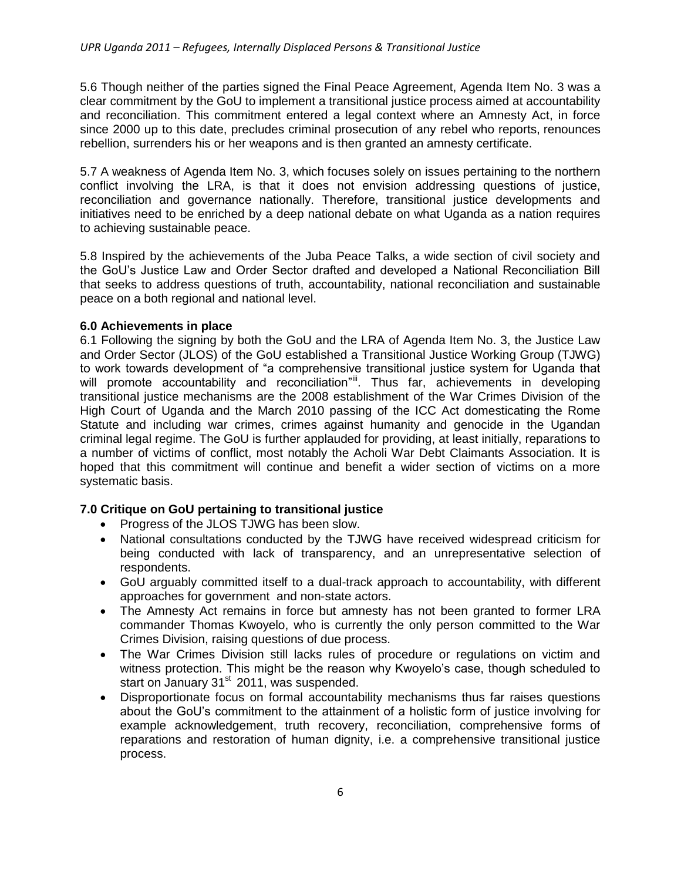5.6 Though neither of the parties signed the Final Peace Agreement, Agenda Item No. 3 was a clear commitment by the GoU to implement a transitional justice process aimed at accountability and reconciliation. This commitment entered a legal context where an Amnesty Act, in force since 2000 up to this date, precludes criminal prosecution of any rebel who reports, renounces rebellion, surrenders his or her weapons and is then granted an amnesty certificate.

5.7 A weakness of Agenda Item No. 3, which focuses solely on issues pertaining to the northern conflict involving the LRA, is that it does not envision addressing questions of justice, reconciliation and governance nationally. Therefore, transitional justice developments and initiatives need to be enriched by a deep national debate on what Uganda as a nation requires to achieving sustainable peace.

5.8 Inspired by the achievements of the Juba Peace Talks, a wide section of civil society and the GoU's Justice Law and Order Sector drafted and developed a National Reconciliation Bill that seeks to address questions of truth, accountability, national reconciliation and sustainable peace on a both regional and national level.

### 6.0 Achievements in place

6.1 Following the signing by both the GoU and the LRA of Agenda Item No. 3, the Justice Law and Order Sector (JLOS) of the GoU established a Transitional Justice Working Group (TJWG) to work towards development of "a comprehensive transitional justice system for Uganda that will promote accountability and reconciliation"[iii]. Thus far, achievements in developing transitional justice mechanisms are the 2008 establishment of the War Crimes Division of the High Court of Uganda and the March 2010 passing of the ICC Act domesticating the Rome Statute and including war crimes, crimes against humanity and genocide in the Ugandan criminal legal regime. The GoU is further applauded for providing, at least initially, reparations to a number of victims of conflict, most notably the Acholi War Debt Claimants Association. It is hoped that this commitment will continue and benefit a wider section of victims on a more systematic basis.

### 7.0 Critique on GoU pertaining to transitional justice

- Progress of the JLOS TJWG has been slow.
- National consultations conducted by the TJWG have received widespread criticism for being conducted with lack of transparency, and an unrepresentative selection of respondents.
- GoU arguably committed itself to a dual-track approach to accountability, with different approaches for government and non-state actors.
- The Amnesty Act remains in force but amnesty has not been granted to former LRA commander Thomas Kwoyelo, who is currently the only person committed to the War Crimes Division, raising questions of due process.
- The War Crimes Division still lacks rules of procedure or regulations on victim and witness protection. This might be the reason why Kwoyelo's case, though scheduled to start on January 31st 2011, was suspended.
- Disproportionate focus on formal accountability mechanisms thus far raises questions about the GoU's commitment to the attainment of a holistic form of justice involving for example acknowledgement, truth recovery, reconciliation, comprehensive forms of reparations and restoration of human dignity, i.e. a comprehensive transitional justice process.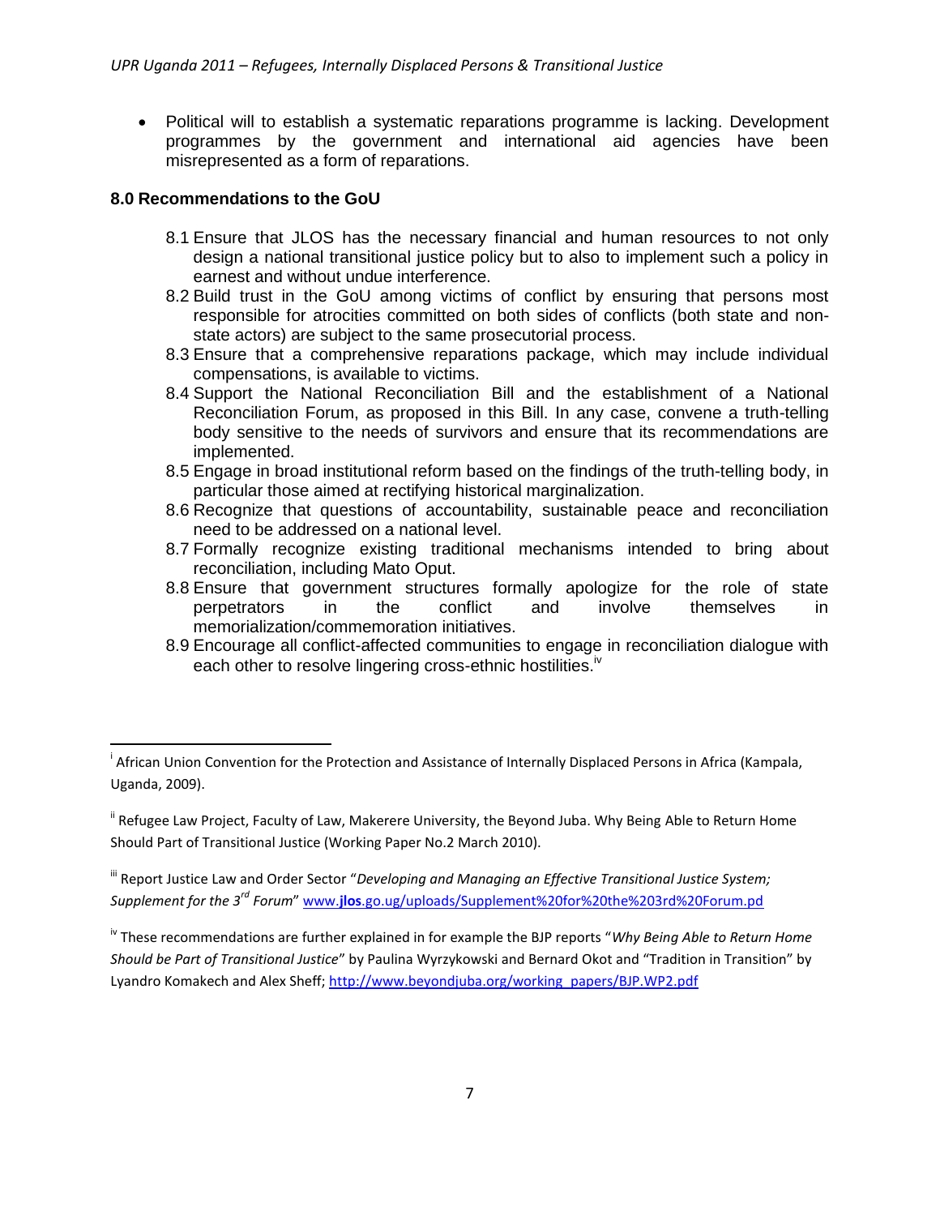- Political will to establish a systematic reparations programme is lacking. Development programmes by the government and international aid agencies have been misrepresented as a form of reparations.

### 8.0 Recommendations to the GoU

8.1 Ensure that JLOS has the necessary financial and human resources to not only design a national transitional justice policy but to also to implement such a policy in earnest and without undue interference.

8.2 Build trust in the GoU among victims of conflict by ensuring that persons most responsible for atrocities committed on both sides of conflicts (both state and non-state actors) are subject to the same prosecutorial process.

8.3 Ensure that a comprehensive reparations package, which may include individual compensations, is available to victims.

8.4 Support the National Reconciliation Bill and the establishment of a National Reconciliation Forum, as proposed in this Bill. In any case, convene a truth-telling body sensitive to the needs of survivors and ensure that its recommendations are implemented.

8.5 Engage in broad institutional reform based on the findings of the truth-telling body, in particular those aimed at rectifying historical marginalization.

8.6 Recognize that questions of accountability, sustainable peace and reconciliation need to be addressed on a national level.

8.7 Formally recognize existing traditional mechanisms intended to bring about reconciliation, including Mato Oput.

8.8 Ensure that government structures formally apologize for the role of state perpetrators in the conflict and involve themselves in memorialization/commemoration initiatives.

8.9 Encourage all conflict-affected communities to engage in reconciliation dialogue with each other to resolve lingering cross-ethnic hostilities.[iv]

---

[i] African Union Convention for the Protection and Assistance of Internally Displaced Persons in Africa (Kampala, Uganda, 2009).

[ii] Refugee Law Project, Faculty of Law, Makerere University, the Beyond Juba. Why Being Able to Return Home Should Part of Transitional Justice (Working Paper No.2 March 2010).

[iii] Report Justice Law and Order Sector "*Developing and Managing an Effective Transitional Justice System; Supplement for the 3rd Forum*" www.**jlos**.go.ug/uploads/Supplement%20for%20the%203rd%20Forum.pd

[iv] These recommendations are further explained in for example the BJP reports "*Why Being Able to Return Home Should be Part of Transitional Justice*" by Paulina Wyrzykowski and Bernard Okot and "Tradition in Transition" by Lyandro Komakech and Alex Sheff; http://www.beyondjuba.org/working_papers/BJP.WP2.pdf